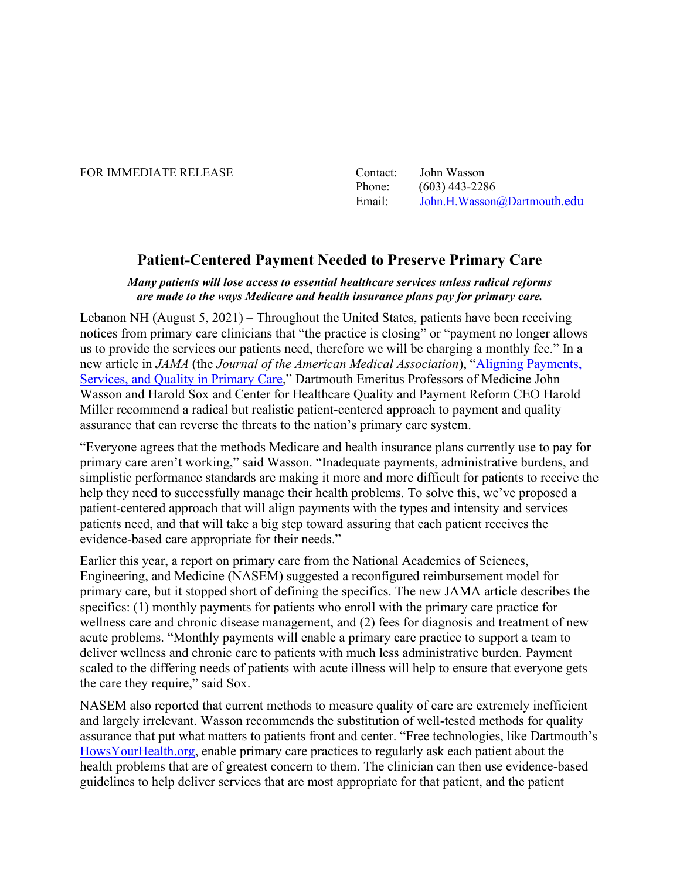FOR IMMEDIATE RELEASE

Contact: John Wasson
Phone: (603) 443-2286
Email: [John.H.Wasson@Dartmouth.edu](mailto:John.H.Wasson@Dartmouth.edu)

# Patient-Centered Payment Needed to Preserve Primary Care

***Many patients will lose access to essential healthcare services unless radical reforms are made to the ways Medicare and health insurance plans pay for primary care.***

Lebanon NH (August 5, 2021) – Throughout the United States, patients have been receiving notices from primary care clinicians that "the practice is closing" or "payment no longer allows us to provide the services our patients need, therefore we will be charging a monthly fee." In a new article in *JAMA* (the *Journal of the American Medical Association*), "[Aligning Payments, Services, and Quality in Primary Care](#)," Dartmouth Emeritus Professors of Medicine John Wasson and Harold Sox and Center for Healthcare Quality and Payment Reform CEO Harold Miller recommend a radical but realistic patient-centered approach to payment and quality assurance that can reverse the threats to the nation's primary care system.

"Everyone agrees that the methods Medicare and health insurance plans currently use to pay for primary care aren't working," said Wasson. "Inadequate payments, administrative burdens, and simplistic performance standards are making it more and more difficult for patients to receive the help they need to successfully manage their health problems. To solve this, we've proposed a patient-centered approach that will align payments with the types and intensity and services patients need, and that will take a big step toward assuring that each patient receives the evidence-based care appropriate for their needs."

Earlier this year, a report on primary care from the National Academies of Sciences, Engineering, and Medicine (NASEM) suggested a reconfigured reimbursement model for primary care, but it stopped short of defining the specifics. The new JAMA article describes the specifics: (1) monthly payments for patients who enroll with the primary care practice for wellness care and chronic disease management, and (2) fees for diagnosis and treatment of new acute problems. "Monthly payments will enable a primary care practice to support a team to deliver wellness and chronic care to patients with much less administrative burden. Payment scaled to the differing needs of patients with acute illness will help to ensure that everyone gets the care they require," said Sox.

NASEM also reported that current methods to measure quality of care are extremely inefficient and largely irrelevant. Wasson recommends the substitution of well-tested methods for quality assurance that put what matters to patients front and center. "Free technologies, like Dartmouth's [HowsYourHealth.org](#), enable primary care practices to regularly ask each patient about the health problems that are of greatest concern to them. The clinician can then use evidence-based guidelines to help deliver services that are most appropriate for that patient, and the patient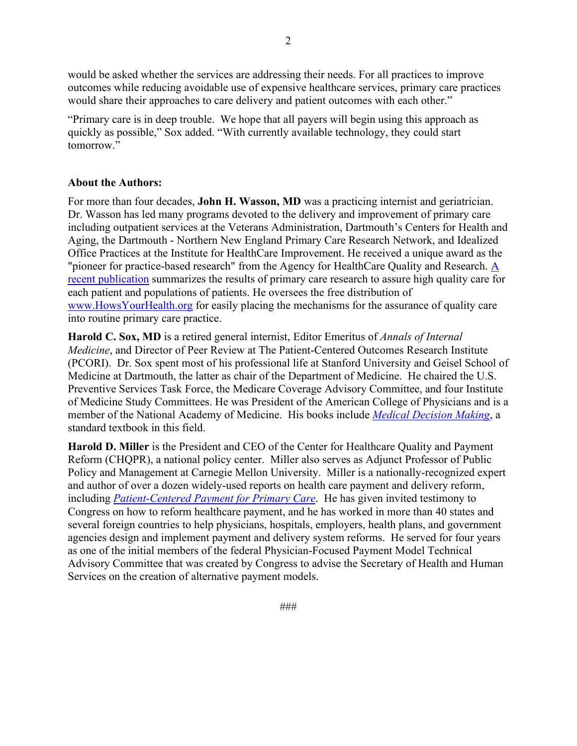would be asked whether the services are addressing their needs. For all practices to improve outcomes while reducing avoidable use of expensive healthcare services, primary care practices would share their approaches to care delivery and patient outcomes with each other."

"Primary care is in deep trouble. We hope that all payers will begin using this approach as quickly as possible," Sox added. "With currently available technology, they could start tomorrow."

**About the Authors:**

For more than four decades, **John H. Wasson, MD** was a practicing internist and geriatrician. Dr. Wasson has led many programs devoted to the delivery and improvement of primary care including outpatient services at the Veterans Administration, Dartmouth's Centers for Health and Aging, the Dartmouth - Northern New England Primary Care Research Network, and Idealized Office Practices at the Institute for HealthCare Improvement. He received a unique award as the "pioneer for practice-based research" from the Agency for HealthCare Quality and Research. A recent publication summarizes the results of primary care research to assure high quality care for each patient and populations of patients. He oversees the free distribution of www.HowsYourHealth.org for easily placing the mechanisms for the assurance of quality care into routine primary care practice.

**Harold C. Sox, MD** is a retired general internist, Editor Emeritus of *Annals of Internal Medicine*, and Director of Peer Review at The Patient-Centered Outcomes Research Institute (PCORI). Dr. Sox spent most of his professional life at Stanford University and Geisel School of Medicine at Dartmouth, the latter as chair of the Department of Medicine. He chaired the U.S. Preventive Services Task Force, the Medicare Coverage Advisory Committee, and four Institute of Medicine Study Committees. He was President of the American College of Physicians and is a member of the National Academy of Medicine. His books include *Medical Decision Making*, a standard textbook in this field.

**Harold D. Miller** is the President and CEO of the Center for Healthcare Quality and Payment Reform (CHQPR), a national policy center. Miller also serves as Adjunct Professor of Public Policy and Management at Carnegie Mellon University. Miller is a nationally-recognized expert and author of over a dozen widely-used reports on health care payment and delivery reform, including *Patient-Centered Payment for Primary Care*. He has given invited testimony to Congress on how to reform healthcare payment, and he has worked in more than 40 states and several foreign countries to help physicians, hospitals, employers, health plans, and government agencies design and implement payment and delivery system reforms. He served for four years as one of the initial members of the federal Physician-Focused Payment Model Technical Advisory Committee that was created by Congress to advise the Secretary of Health and Human Services on the creation of alternative payment models.

###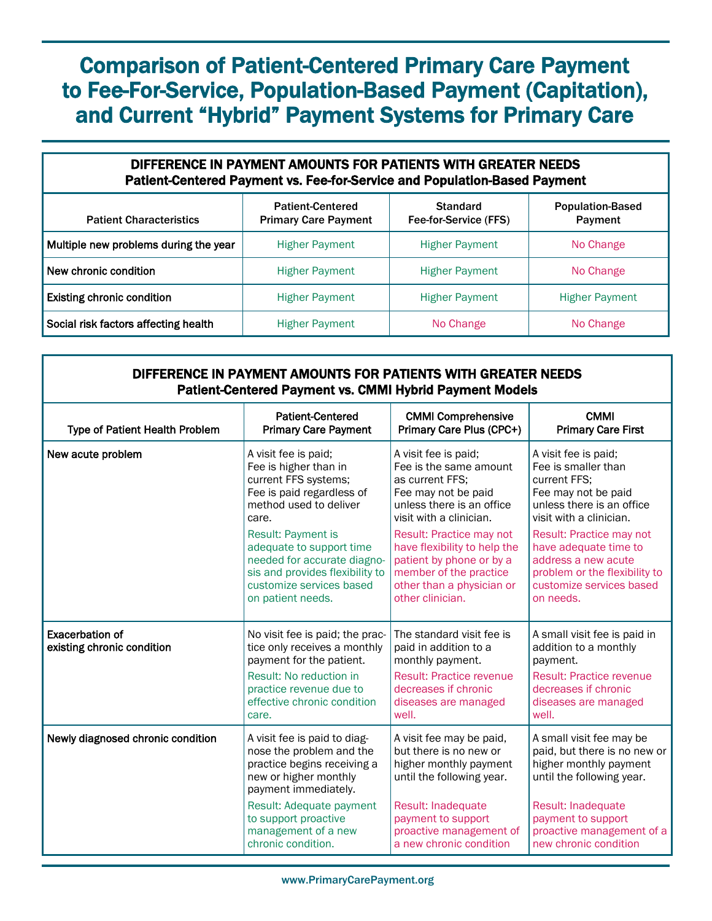# Comparison of Patient-Centered Primary Care Payment to Fee-For-Service, Population-Based Payment (Capitation), and Current "Hybrid" Payment Systems for Primary Care

| **DIFFERENCE IN PAYMENT AMOUNTS FOR PATIENTS WITH GREATER NEEDS** Patient-Centered Payment vs. Fee-for-Service and Population-Based Payment | | | |
|---|---|---|---|
| **Patient Characteristics** | **Patient-Centered Primary Care Payment** | **Standard Fee-for-Service (FFS)** | **Population-Based Payment** |
| **Multiple new problems during the year** | Higher Payment | Higher Payment | No Change |
| **New chronic condition** | Higher Payment | Higher Payment | No Change |
| **Existing chronic condition** | Higher Payment | Higher Payment | Higher Payment |
| **Social risk factors affecting health** | Higher Payment | No Change | No Change |

| **DIFFERENCE IN PAYMENT AMOUNTS FOR PATIENTS WITH GREATER NEEDS** Patient-Centered Payment vs. CMMI Hybrid Payment Models | | | |
|---|---|---|---|
| **Type of Patient Health Problem** | **Patient-Centered Primary Care Payment** | **CMMI Comprehensive Primary Care Plus (CPC+)** | **CMMI Primary Care First** |
| **New acute problem** | A visit fee is paid; Fee is higher than in current FFS systems; Fee is paid regardless of method used to deliver care. Result: Payment is adequate to support time needed for accurate diagnosis and provides flexibility to customize services based on patient needs. | A visit fee is paid; Fee is the same amount as current FFS; Fee may not be paid unless there is an office visit with a clinician. Result: Practice may not have flexibility to help the patient by phone or by a member of the practice other than a physician or other clinician. | A visit fee is paid; Fee is smaller than current FFS; Fee may not be paid unless there is an office visit with a clinician. Result: Practice may not have adequate time to address a new acute problem or the flexibility to customize services based on needs. |
| **Exacerbation of existing chronic condition** | No visit fee is paid; the practice only receives a monthly payment for the patient. Result: No reduction in practice revenue due to effective chronic condition care. | The standard visit fee is paid in addition to a monthly payment. Result: Practice revenue decreases if chronic diseases are managed well. | A small visit fee is paid in addition to a monthly payment. Result: Practice revenue decreases if chronic diseases are managed well. |
| **Newly diagnosed chronic condition** | A visit fee is paid to diagnose the problem and the practice begins receiving a new or higher monthly payment immediately. Result: Adequate payment to support proactive management of a new chronic condition. | A visit fee may be paid, but there is no new or higher monthly payment until the following year. Result: Inadequate payment to support proactive management of a new chronic condition | A small visit fee may be paid, but there is no new or higher monthly payment until the following year. Result: Inadequate payment to support proactive management of a new chronic condition |

www.PrimaryCarePayment.org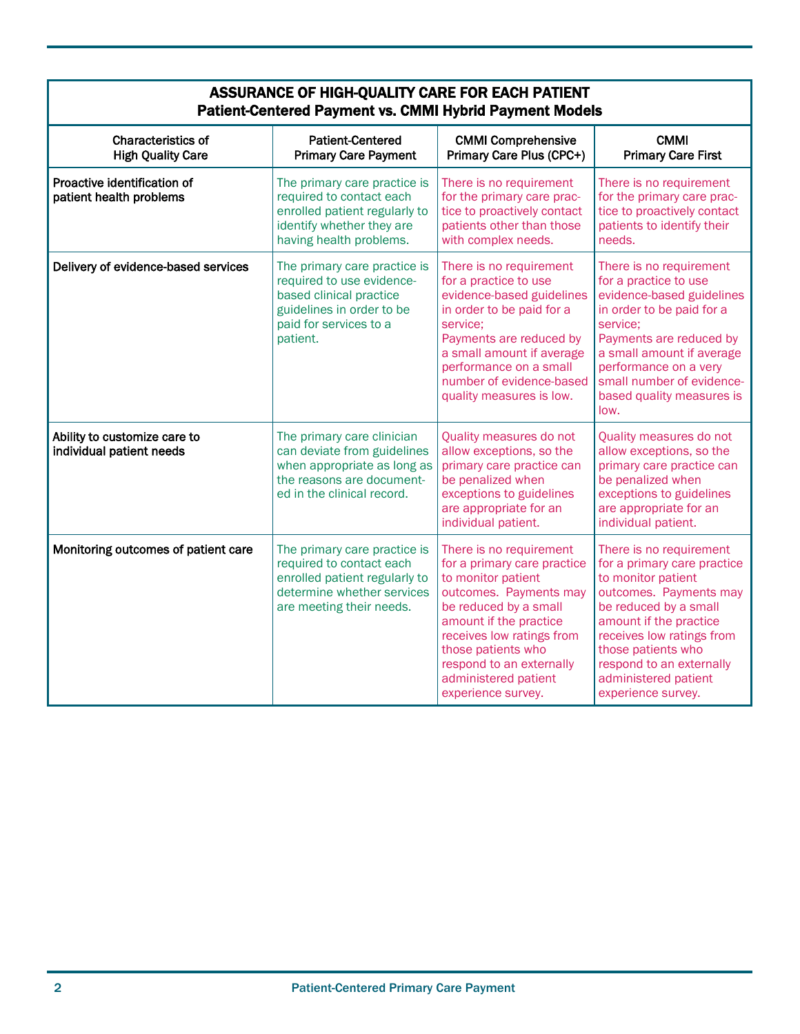**ASSURANCE OF HIGH-QUALITY CARE FOR EACH PATIENT**
**Patient-Centered Payment vs. CMMI Hybrid Payment Models**

| Characteristics of High Quality Care | Patient-Centered Primary Care Payment | CMMI Comprehensive Primary Care Plus (CPC+) | CMMI Primary Care First |
|---|---|---|---|
| Proactive identification of patient health problems | The primary care practice is required to contact each enrolled patient regularly to identify whether they are having health problems. | There is no requirement for the primary care practice to proactively contact patients other than those with complex needs. | There is no requirement for the primary care practice to proactively contact patients to identify their needs. |
| Delivery of evidence-based services | The primary care practice is required to use evidence-based clinical practice guidelines in order to be paid for services to a patient. | There is no requirement for a practice to use evidence-based guidelines in order to be paid for a service; Payments are reduced by a small amount if average performance on a small number of evidence-based quality measures is low. | There is no requirement for a practice to use evidence-based guidelines in order to be paid for a service; Payments are reduced by a small amount if average performance on a very small number of evidence-based quality measures is low. |
| Ability to customize care to individual patient needs | The primary care clinician can deviate from guidelines when appropriate as long as the reasons are documented in the clinical record. | Quality measures do not allow exceptions, so the primary care practice can be penalized when exceptions to guidelines are appropriate for an individual patient. | Quality measures do not allow exceptions, so the primary care practice can be penalized when exceptions to guidelines are appropriate for an individual patient. |
| Monitoring outcomes of patient care | The primary care practice is required to contact each enrolled patient regularly to determine whether services are meeting their needs. | There is no requirement for a primary care practice to monitor patient outcomes. Payments may be reduced by a small amount if the practice receives low ratings from those patients who respond to an externally administered patient experience survey. | There is no requirement for a primary care practice to monitor patient outcomes. Payments may be reduced by a small amount if the practice receives low ratings from those patients who respond to an externally administered patient experience survey. |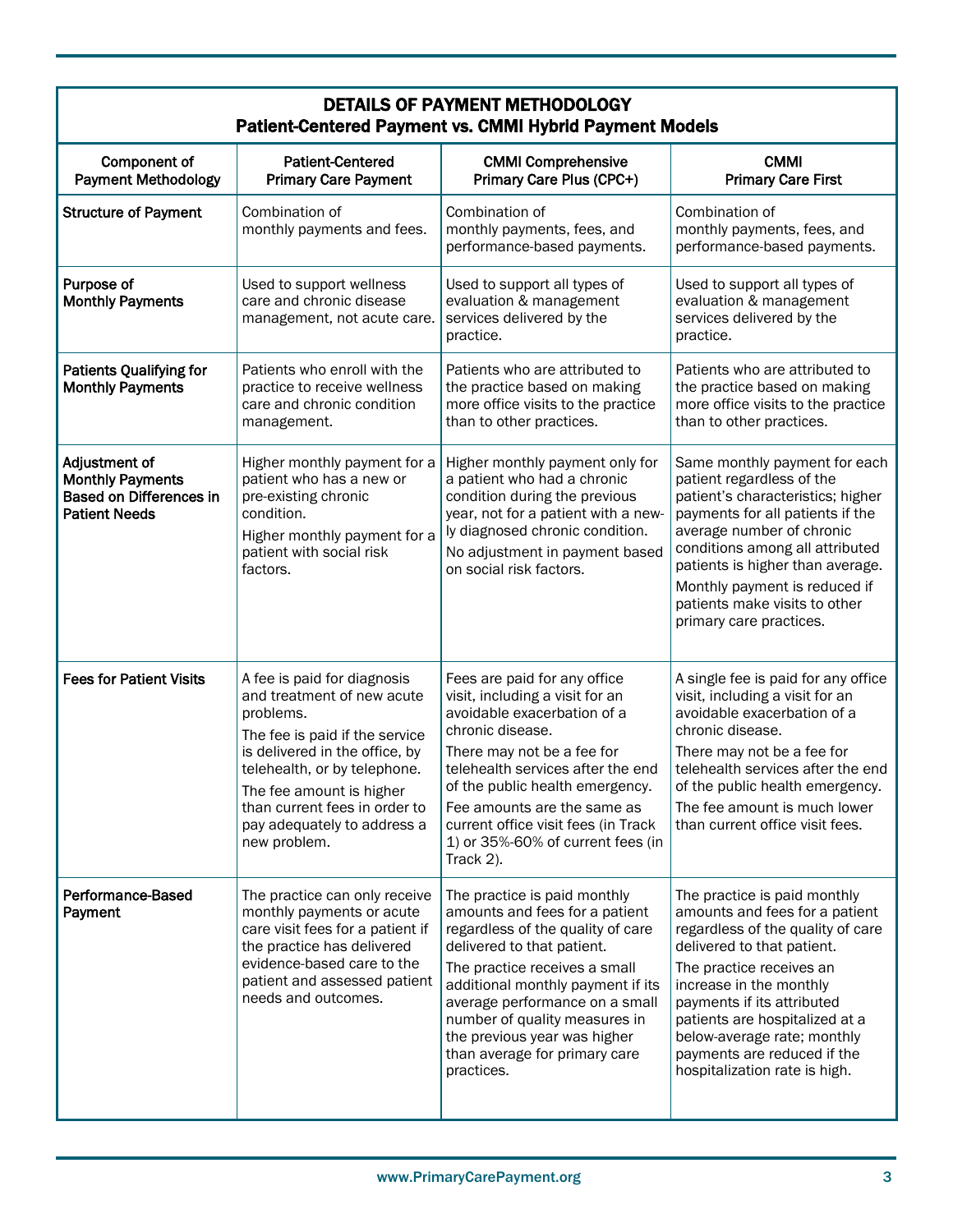| DETAILS OF PAYMENT METHODOLOGY<br>Patient-Centered Payment vs. CMMI Hybrid Payment Models | | | |
|---|---|---|---|
| **Component of Payment Methodology** | **Patient-Centered Primary Care Payment** | **CMMI Comprehensive Primary Care Plus (CPC+)** | **CMMI Primary Care First** |
| **Structure of Payment** | Combination of monthly payments and fees. | Combination of monthly payments, fees, and performance-based payments. | Combination of monthly payments, fees, and performance-based payments. |
| **Purpose of Monthly Payments** | Used to support wellness care and chronic disease management, not acute care. | Used to support all types of evaluation & management services delivered by the practice. | Used to support all types of evaluation & management services delivered by the practice. |
| **Patients Qualifying for Monthly Payments** | Patients who enroll with the practice to receive wellness care and chronic condition management. | Patients who are attributed to the practice based on making more office visits to the practice than to other practices. | Patients who are attributed to the practice based on making more office visits to the practice than to other practices. |
| **Adjustment of Monthly Payments Based on Differences in Patient Needs** | Higher monthly payment for a patient who has a new or pre-existing chronic condition.<br>Higher monthly payment for a patient with social risk factors. | Higher monthly payment only for a patient who had a chronic condition during the previous year, not for a patient with a newly diagnosed chronic condition.<br>No adjustment in payment based on social risk factors. | Same monthly payment for each patient regardless of the patient's characteristics; higher payments for all patients if the average number of chronic conditions among all attributed patients is higher than average.<br>Monthly payment is reduced if patients make visits to other primary care practices. |
| **Fees for Patient Visits** | A fee is paid for diagnosis and treatment of new acute problems.<br>The fee is paid if the service is delivered in the office, by telehealth, or by telephone.<br>The fee amount is higher than current fees in order to pay adequately to address a new problem. | Fees are paid for any office visit, including a visit for an avoidable exacerbation of a chronic disease.<br>There may not be a fee for telehealth services after the end of the public health emergency.<br>Fee amounts are the same as current office visit fees (in Track 1) or 35%-60% of current fees (in Track 2). | A single fee is paid for any office visit, including a visit for an avoidable exacerbation of a chronic disease.<br>There may not be a fee for telehealth services after the end of the public health emergency.<br>The fee amount is much lower than current office visit fees. |
| **Performance-Based Payment** | The practice can only receive monthly payments or acute care visit fees for a patient if the practice has delivered evidence-based care to the patient and assessed patient needs and outcomes. | The practice is paid monthly amounts and fees for a patient regardless of the quality of care delivered to that patient.<br>The practice receives a small additional monthly payment if its average performance on a small number of quality measures in the previous year was higher than average for primary care practices. | The practice is paid monthly amounts and fees for a patient regardless of the quality of care delivered to that patient.<br>The practice receives an increase in the monthly payments if its attributed patients are hospitalized at a below-average rate; monthly payments are reduced if the hospitalization rate is high. |

www.PrimaryCarePayment.org